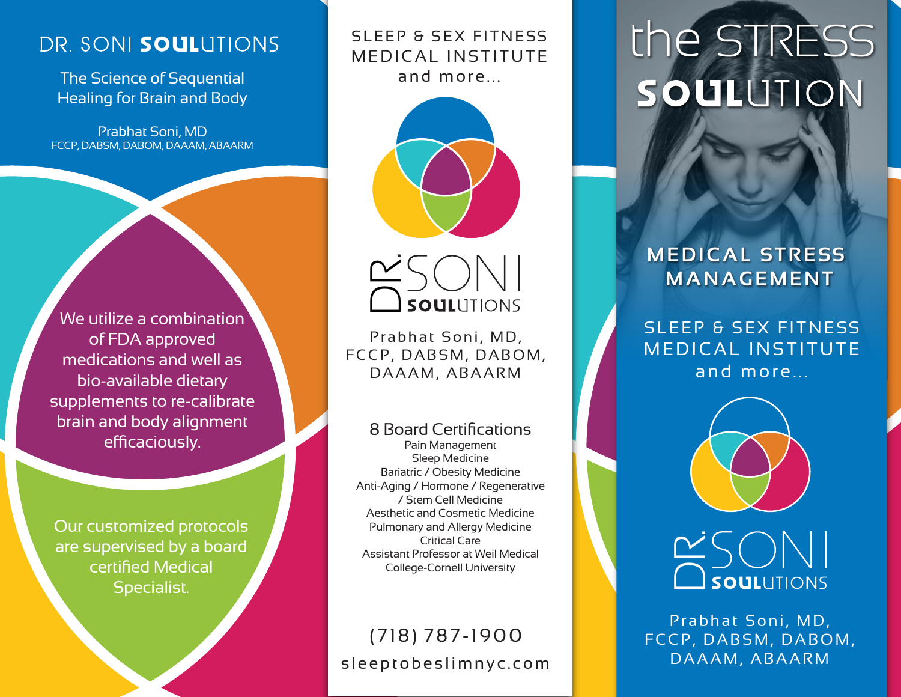# DR. SONI SOULUTIONS

The Science of Sequential Healing for Brain and Body

Prabhat Soni, MD
FCCP, DABSM, DABOM, DAAAM, ABAARM

We utilize a combination of FDA approved medications and well as bio-available dietary supplements to re-calibrate brain and body alignment efficaciously.

Our customized protocols are supervised by a board certified Medical Specialist.

SLEEP & SEX FITNESS MEDICAL INSTITUTE and more...

DR. SONI SOULUTIONS

Prabhat Soni, MD, FCCP, DABSM, DABOM, DAAAM, ABAARM

## 8 Board Certifications

Pain Management
Sleep Medicine
Bariatric / Obesity Medicine
Anti-Aging / Hormone / Regenerative / Stem Cell Medicine
Aesthetic and Cosmetic Medicine
Pulmonary and Allergy Medicine
Critical Care
Assistant Professor at Weil Medical College-Cornell University

(718) 787-1900

sleeptobeslimnyc.com

# the STRESS SOULUTION

## MEDICAL STRESS MANAGEMENT

SLEEP & SEX FITNESS MEDICAL INSTITUTE and more...

DR. SONI SOULUTIONS

Prabhat Soni, MD, FCCP, DABSM, DABOM, DAAAM, ABAARM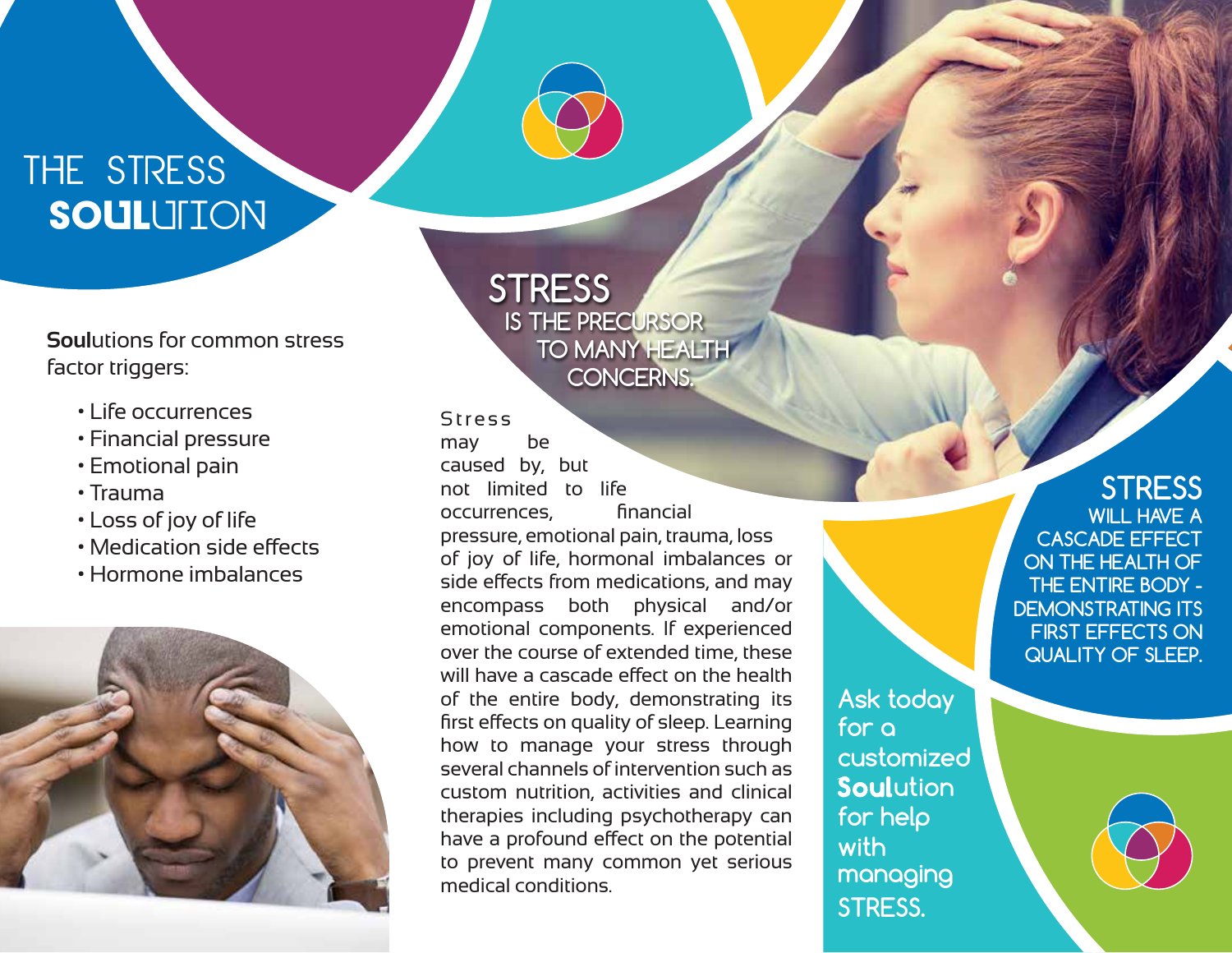# THE STRESS **SOUL**UTION

**Soul**utions for common stress factor triggers:

- Life occurrences
- Financial pressure
- Emotional pain
- Trauma
- Loss of joy of life
- Medication side effects
- Hormone imbalances

## STRESS IS THE PRECURSOR TO MANY HEALTH CONCERNS.

Stress may be caused by, but not limited to life occurrences, financial pressure, emotional pain, trauma, loss of joy of life, hormonal imbalances or side effects from medications, and may encompass both physical and/or emotional components. If experienced over the course of extended time, these will have a cascade effect on the health of the entire body, demonstrating its first effects on quality of sleep. Learning how to manage your stress through several channels of intervention such as custom nutrition, activities and clinical therapies including psychotherapy can have a profound effect on the potential to prevent many common yet serious medical conditions.

## STRESS WILL HAVE A CASCADE EFFECT ON THE HEALTH OF THE ENTIRE BODY - DEMONSTRATING ITS FIRST EFFECTS ON QUALITY OF SLEEP.

Ask today for a customized **Soul**ution for help with managing STRESS.